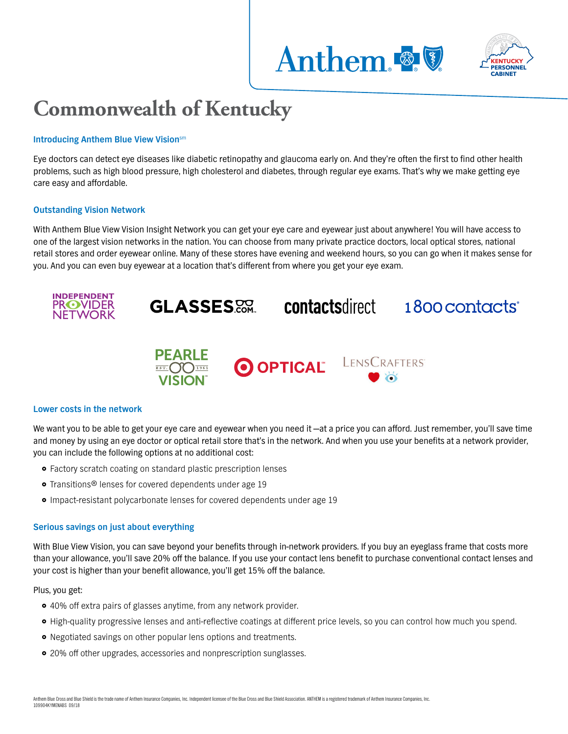# Commonwealth of Kentucky

### Introducing Anthem Blue View Vision℠

Eye doctors can detect eye diseases like diabetic retinopathy and glaucoma early on. And they're often the first to find other health problems, such as high blood pressure, high cholesterol and diabetes, through regular eye exams. That's why we make getting eye care easy and affordable.

### Outstanding Vision Network

With Anthem Blue View Vision Insight Network you can get your eye care and eyewear just about anywhere! You will have access to one of the largest vision networks in the nation. You can choose from many private practice doctors, local optical stores, national retail stores and order eyewear online. Many of these stores have evening and weekend hours, so you can go when it makes sense for you. And you can even buy eyewear at a location that's different from where you get your eye exam.

INDEPENDENT PROVIDER NETWORK | GLASSES.COM | contactsdirect | 1800contacts | PEARLE VISION | OPTICAL | LENSCRAFTERS

### Lower costs in the network

We want you to be able to get your eye care and eyewear when you need it —at a price you can afford. Just remember, you'll save time and money by using an eye doctor or optical retail store that's in the network. And when you use your benefits at a network provider, you can include the following options at no additional cost:

- Factory scratch coating on standard plastic prescription lenses
- Transitions® lenses for covered dependents under age 19
- Impact-resistant polycarbonate lenses for covered dependents under age 19

### Serious savings on just about everything

With Blue View Vision, you can save beyond your benefits through in-network providers. If you buy an eyeglass frame that costs more than your allowance, you'll save 20% off the balance. If you use your contact lens benefit to purchase conventional contact lenses and your cost is higher than your benefit allowance, you'll get 15% off the balance.

Plus, you get:

- 40% off extra pairs of glasses anytime, from any network provider.
- High-quality progressive lenses and anti-reflective coatings at different price levels, so you can control how much you spend.
- Negotiated savings on other popular lens options and treatments.
- 20% off other upgrades, accessories and nonprescription sunglasses.

Anthem Blue Cross and Blue Shield is the trade name of Anthem Insurance Companies, Inc. Independent licensee of the Blue Cross and Blue Shield Association. ANTHEM is a registered trademark of Anthem Insurance Companies, Inc.
109904KYMENABS 09/18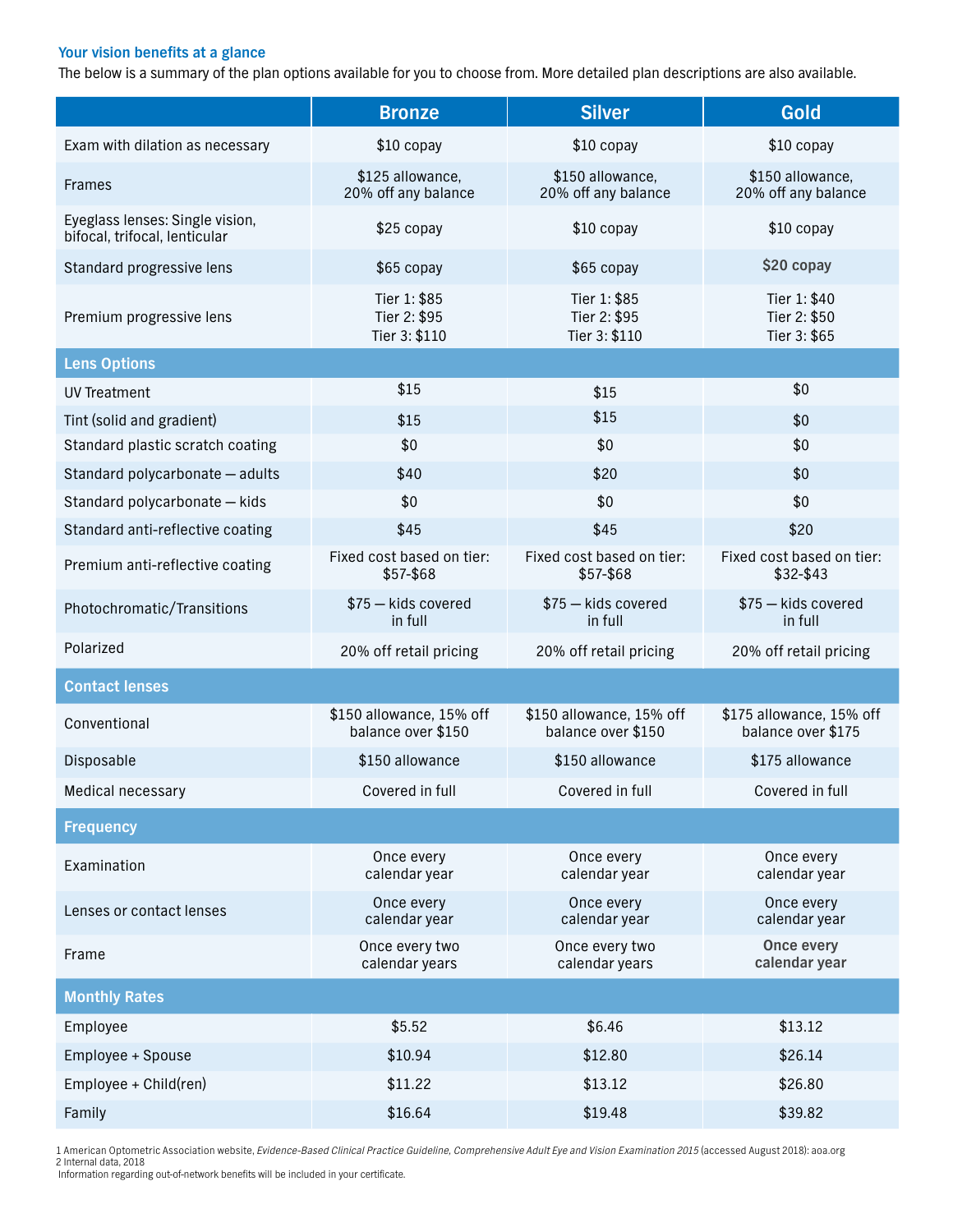### Your vision benefits at a glance

The below is a summary of the plan options available for you to choose from. More detailed plan descriptions are also available.

| | Bronze | Silver | Gold |
|---|---|---|---|
| Exam with dilation as necessary | $10 copay | $10 copay | $10 copay |
| Frames | $125 allowance, 20% off any balance | $150 allowance, 20% off any balance | $150 allowance, 20% off any balance |
| Eyeglass lenses: Single vision, bifocal, trifocal, lenticular | $25 copay | $10 copay | $10 copay |
| Standard progressive lens | $65 copay | $65 copay | **$20 copay** |
| Premium progressive lens | Tier 1: $85<br>Tier 2: $95<br>Tier 3: $110 | Tier 1: $85<br>Tier 2: $95<br>Tier 3: $110 | Tier 1: $40<br>Tier 2: $50<br>Tier 3: $65 |
| **Lens Options** | | | |
| UV Treatment | $15 | $15 | $0 |
| Tint (solid and gradient) | $15 | $15 | $0 |
| Standard plastic scratch coating | $0 | $0 | $0 |
| Standard polycarbonate — adults | $40 | $20 | $0 |
| Standard polycarbonate — kids | $0 | $0 | $0 |
| Standard anti-reflective coating | $45 | $45 | $20 |
| Premium anti-reflective coating | Fixed cost based on tier: $57-$68 | Fixed cost based on tier: $57-$68 | Fixed cost based on tier: $32-$43 |
| Photochromatic/Transitions | $75 — kids covered in full | $75 — kids covered in full | $75 — kids covered in full |
| Polarized | 20% off retail pricing | 20% off retail pricing | 20% off retail pricing |
| **Contact lenses** | | | |
| Conventional | $150 allowance, 15% off balance over $150 | $150 allowance, 15% off balance over $150 | $175 allowance, 15% off balance over $175 |
| Disposable | $150 allowance | $150 allowance | $175 allowance |
| Medical necessary | Covered in full | Covered in full | Covered in full |
| **Frequency** | | | |
| Examination | Once every calendar year | Once every calendar year | Once every calendar year |
| Lenses or contact lenses | Once every calendar year | Once every calendar year | Once every calendar year |
| Frame | Once every two calendar years | Once every two calendar years | **Once every calendar year** |
| **Monthly Rates** | | | |
| Employee | $5.52 | $6.46 | $13.12 |
| Employee + Spouse | $10.94 | $12.80 | $26.14 |
| Employee + Child(ren) | $11.22 | $13.12 | $26.80 |
| Family | $16.64 | $19.48 | $39.82 |

1 American Optometric Association website, *Evidence-Based Clinical Practice Guideline, Comprehensive Adult Eye and Vision Examination 2015* (accessed August 2018): aoa.org
2 Internal data, 2018
Information regarding out-of-network benefits will be included in your certificate.